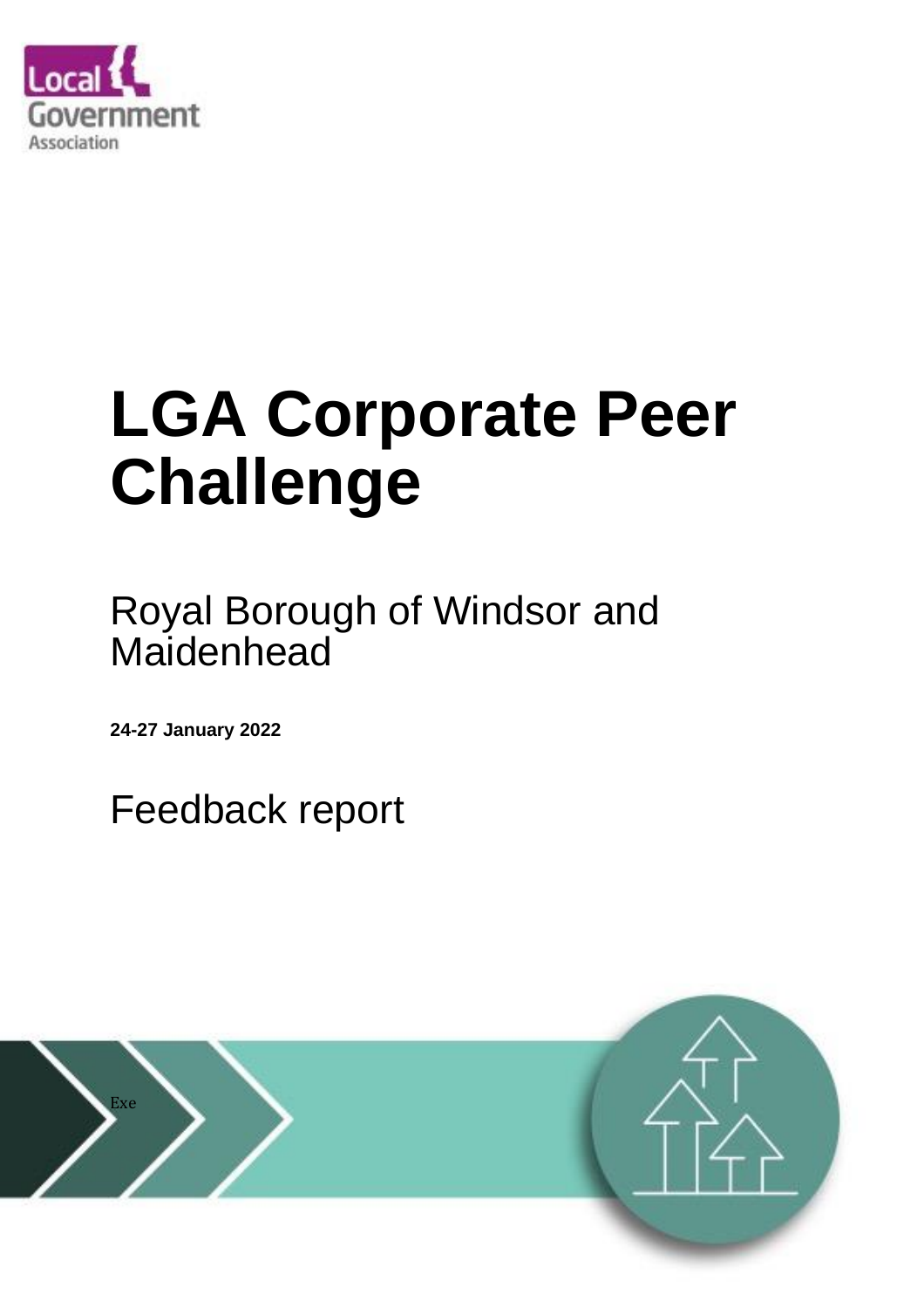# LGA Corporate Peer Challenge

## Royal Borough of Windsor and Maidenhead

**24-27 January 2022**

## Feedback report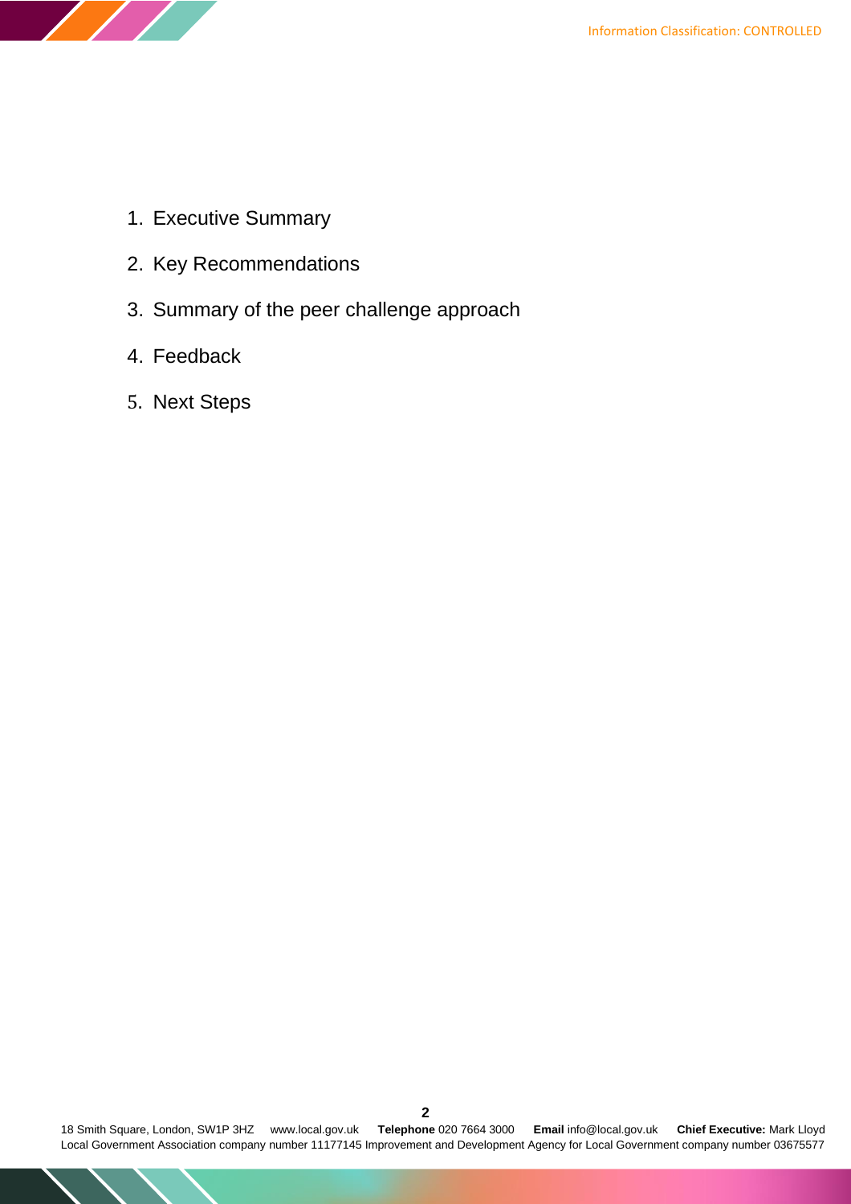1. Executive Summary
2. Key Recommendations
3. Summary of the peer challenge approach
4. Feedback
5. Next Steps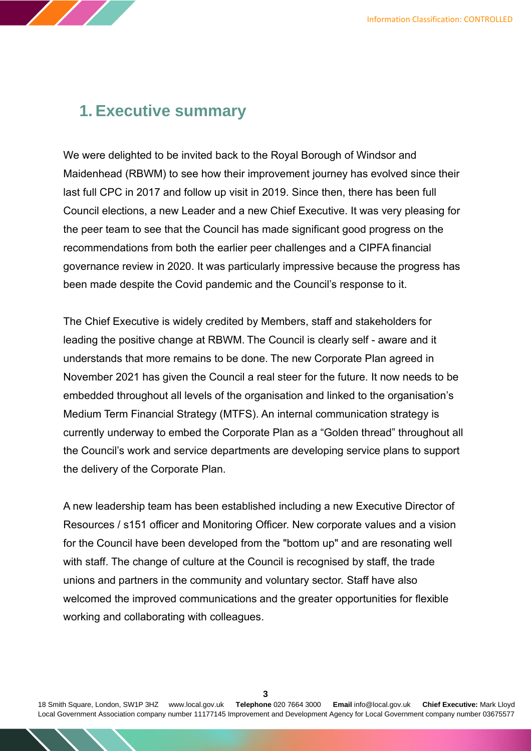## 1. Executive summary

We were delighted to be invited back to the Royal Borough of Windsor and Maidenhead (RBWM) to see how their improvement journey has evolved since their last full CPC in 2017 and follow up visit in 2019. Since then, there has been full Council elections, a new Leader and a new Chief Executive. It was very pleasing for the peer team to see that the Council has made significant good progress on the recommendations from both the earlier peer challenges and a CIPFA financial governance review in 2020. It was particularly impressive because the progress has been made despite the Covid pandemic and the Council's response to it.

The Chief Executive is widely credited by Members, staff and stakeholders for leading the positive change at RBWM. The Council is clearly self - aware and it understands that more remains to be done. The new Corporate Plan agreed in November 2021 has given the Council a real steer for the future. It now needs to be embedded throughout all levels of the organisation and linked to the organisation's Medium Term Financial Strategy (MTFS). An internal communication strategy is currently underway to embed the Corporate Plan as a "Golden thread" throughout all the Council's work and service departments are developing service plans to support the delivery of the Corporate Plan.

A new leadership team has been established including a new Executive Director of Resources / s151 officer and Monitoring Officer. New corporate values and a vision for the Council have been developed from the "bottom up" and are resonating well with staff. The change of culture at the Council is recognised by staff, the trade unions and partners in the community and voluntary sector. Staff have also welcomed the improved communications and the greater opportunities for flexible working and collaborating with colleagues.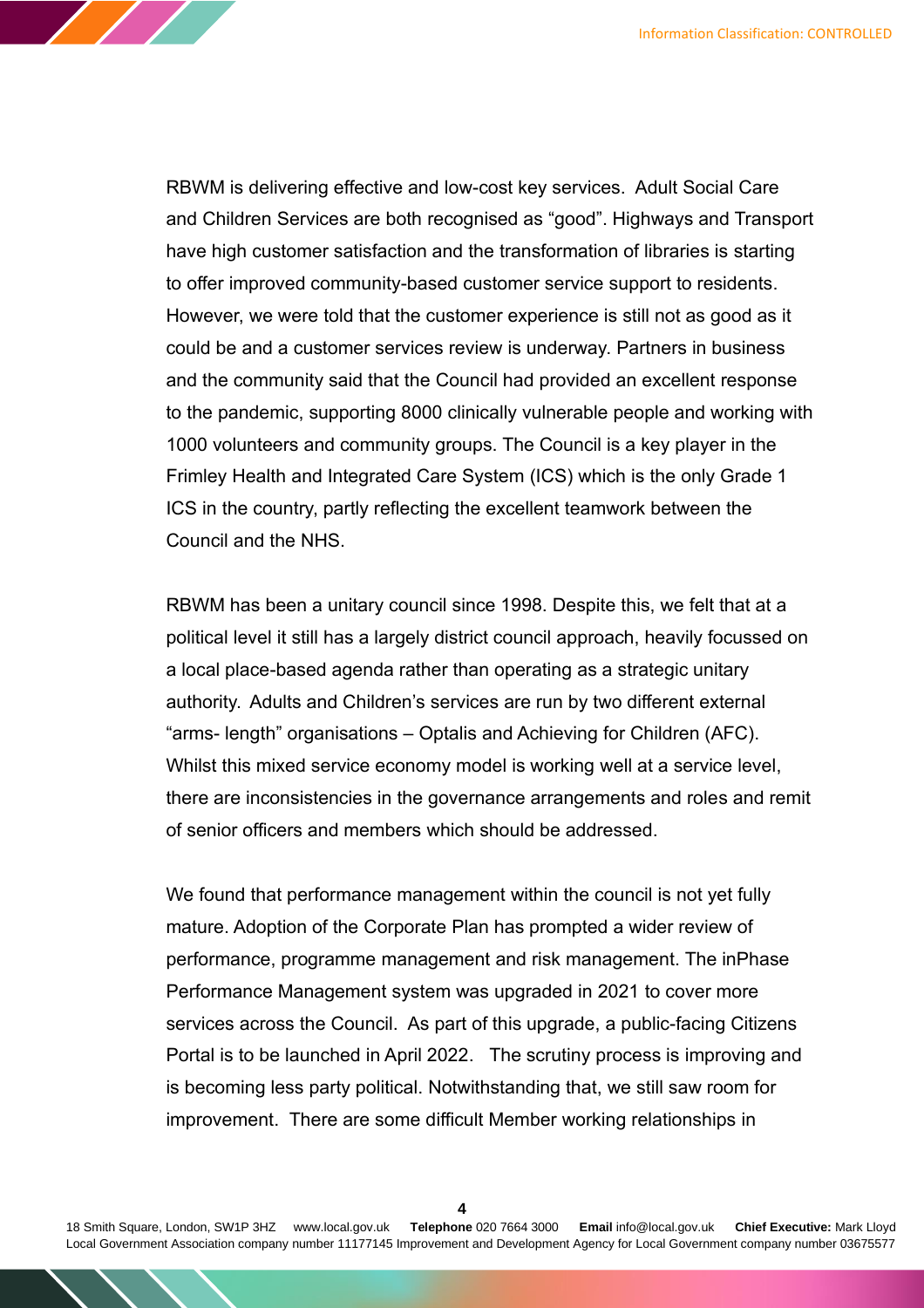RBWM is delivering effective and low-cost key services. Adult Social Care and Children Services are both recognised as “good”. Highways and Transport have high customer satisfaction and the transformation of libraries is starting to offer improved community-based customer service support to residents. However, we were told that the customer experience is still not as good as it could be and a customer services review is underway. Partners in business and the community said that the Council had provided an excellent response to the pandemic, supporting 8000 clinically vulnerable people and working with 1000 volunteers and community groups. The Council is a key player in the Frimley Health and Integrated Care System (ICS) which is the only Grade 1 ICS in the country, partly reflecting the excellent teamwork between the Council and the NHS.

RBWM has been a unitary council since 1998. Despite this, we felt that at a political level it still has a largely district council approach, heavily focussed on a local place-based agenda rather than operating as a strategic unitary authority. Adults and Children’s services are run by two different external “arms- length” organisations – Optalis and Achieving for Children (AFC). Whilst this mixed service economy model is working well at a service level, there are inconsistencies in the governance arrangements and roles and remit of senior officers and members which should be addressed.

We found that performance management within the council is not yet fully mature. Adoption of the Corporate Plan has prompted a wider review of performance, programme management and risk management. The inPhase Performance Management system was upgraded in 2021 to cover more services across the Council. As part of this upgrade, a public-facing Citizens Portal is to be launched in April 2022. The scrutiny process is improving and is becoming less party political. Notwithstanding that, we still saw room for improvement. There are some difficult Member working relationships in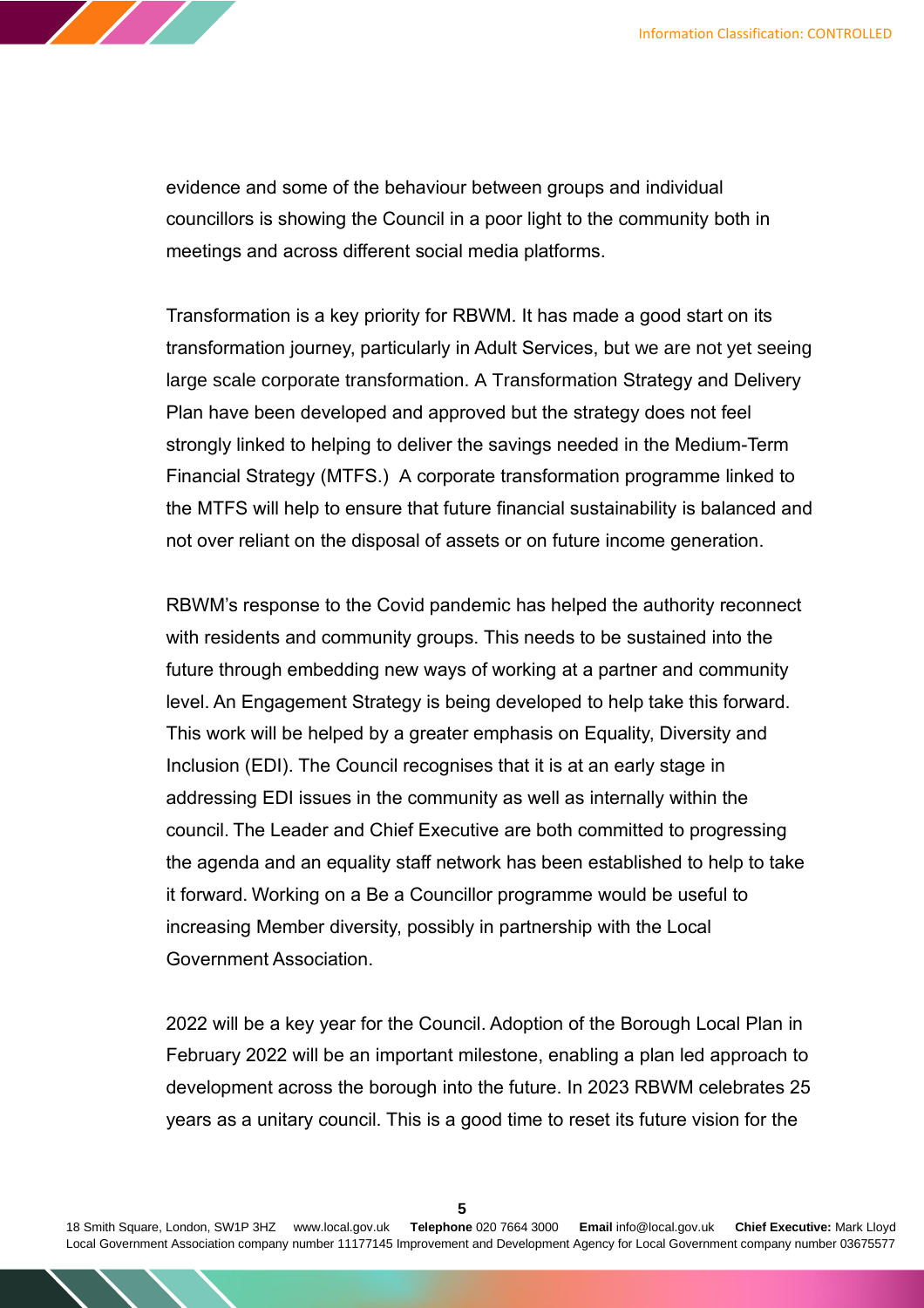evidence and some of the behaviour between groups and individual councillors is showing the Council in a poor light to the community both in meetings and across different social media platforms.

Transformation is a key priority for RBWM. It has made a good start on its transformation journey, particularly in Adult Services, but we are not yet seeing large scale corporate transformation. A Transformation Strategy and Delivery Plan have been developed and approved but the strategy does not feel strongly linked to helping to deliver the savings needed in the Medium-Term Financial Strategy (MTFS.) A corporate transformation programme linked to the MTFS will help to ensure that future financial sustainability is balanced and not over reliant on the disposal of assets or on future income generation.

RBWM's response to the Covid pandemic has helped the authority reconnect with residents and community groups. This needs to be sustained into the future through embedding new ways of working at a partner and community level. An Engagement Strategy is being developed to help take this forward. This work will be helped by a greater emphasis on Equality, Diversity and Inclusion (EDI). The Council recognises that it is at an early stage in addressing EDI issues in the community as well as internally within the council. The Leader and Chief Executive are both committed to progressing the agenda and an equality staff network has been established to help to take it forward. Working on a Be a Councillor programme would be useful to increasing Member diversity, possibly in partnership with the Local Government Association.

2022 will be a key year for the Council. Adoption of the Borough Local Plan in February 2022 will be an important milestone, enabling a plan led approach to development across the borough into the future. In 2023 RBWM celebrates 25 years as a unitary council. This is a good time to reset its future vision for the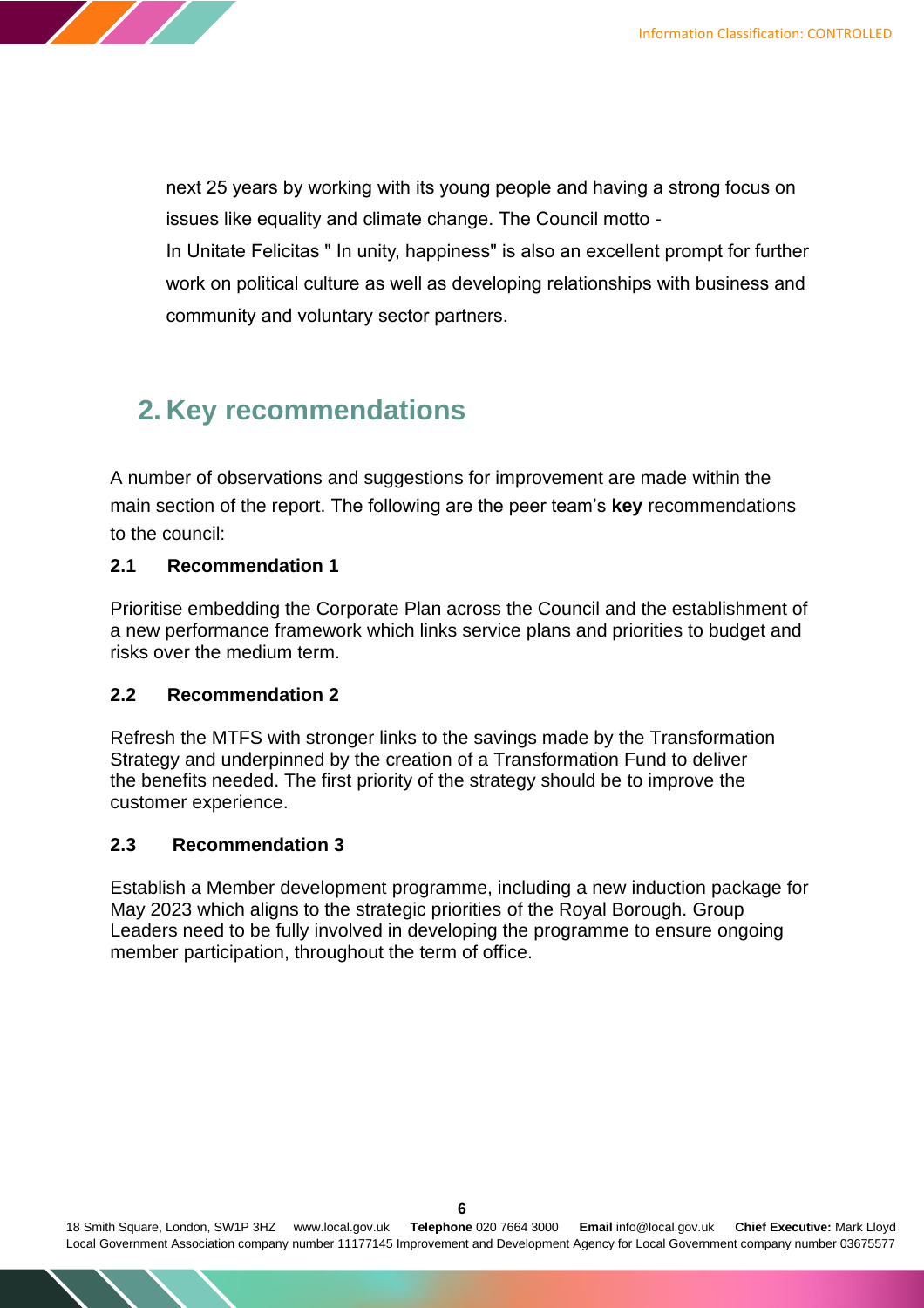next 25 years by working with its young people and having a strong focus on issues like equality and climate change. The Council motto - In Unitate Felicitas " In unity, happiness" is also an excellent prompt for further work on political culture as well as developing relationships with business and community and voluntary sector partners.

## 2. Key recommendations

A number of observations and suggestions for improvement are made within the main section of the report. The following are the peer team's **key** recommendations to the council:

### 2.1 Recommendation 1

Prioritise embedding the Corporate Plan across the Council and the establishment of a new performance framework which links service plans and priorities to budget and risks over the medium term.

### 2.2 Recommendation 2

Refresh the MTFS with stronger links to the savings made by the Transformation Strategy and underpinned by the creation of a Transformation Fund to deliver the benefits needed. The first priority of the strategy should be to improve the customer experience.

### 2.3 Recommendation 3

Establish a Member development programme, including a new induction package for May 2023 which aligns to the strategic priorities of the Royal Borough. Group Leaders need to be fully involved in developing the programme to ensure ongoing member participation, throughout the term of office.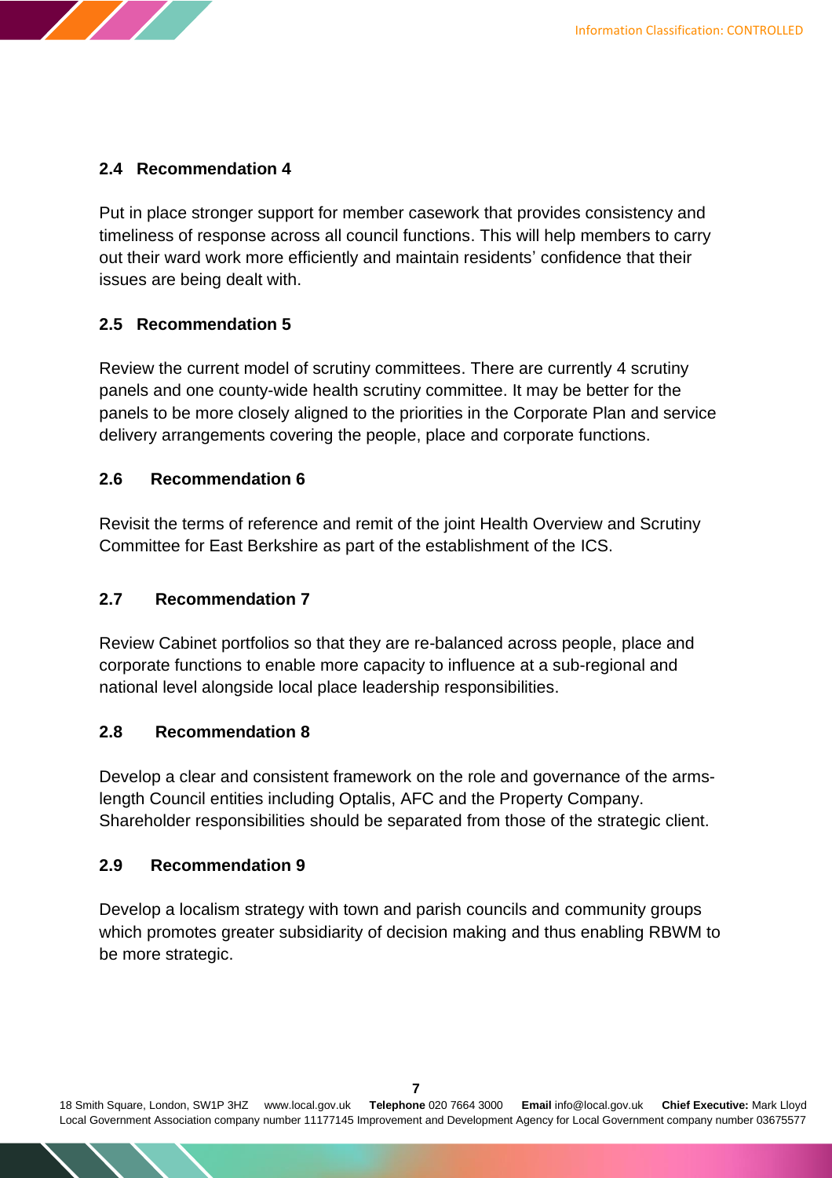### 2.4 Recommendation 4

Put in place stronger support for member casework that provides consistency and timeliness of response across all council functions. This will help members to carry out their ward work more efficiently and maintain residents' confidence that their issues are being dealt with.

### 2.5 Recommendation 5

Review the current model of scrutiny committees. There are currently 4 scrutiny panels and one county-wide health scrutiny committee. It may be better for the panels to be more closely aligned to the priorities in the Corporate Plan and service delivery arrangements covering the people, place and corporate functions.

### 2.6 Recommendation 6

Revisit the terms of reference and remit of the joint Health Overview and Scrutiny Committee for East Berkshire as part of the establishment of the ICS.

### 2.7 Recommendation 7

Review Cabinet portfolios so that they are re-balanced across people, place and corporate functions to enable more capacity to influence at a sub-regional and national level alongside local place leadership responsibilities.

### 2.8 Recommendation 8

Develop a clear and consistent framework on the role and governance of the arms-length Council entities including Optalis, AFC and the Property Company. Shareholder responsibilities should be separated from those of the strategic client.

### 2.9 Recommendation 9

Develop a localism strategy with town and parish councils and community groups which promotes greater subsidiarity of decision making and thus enabling RBWM to be more strategic.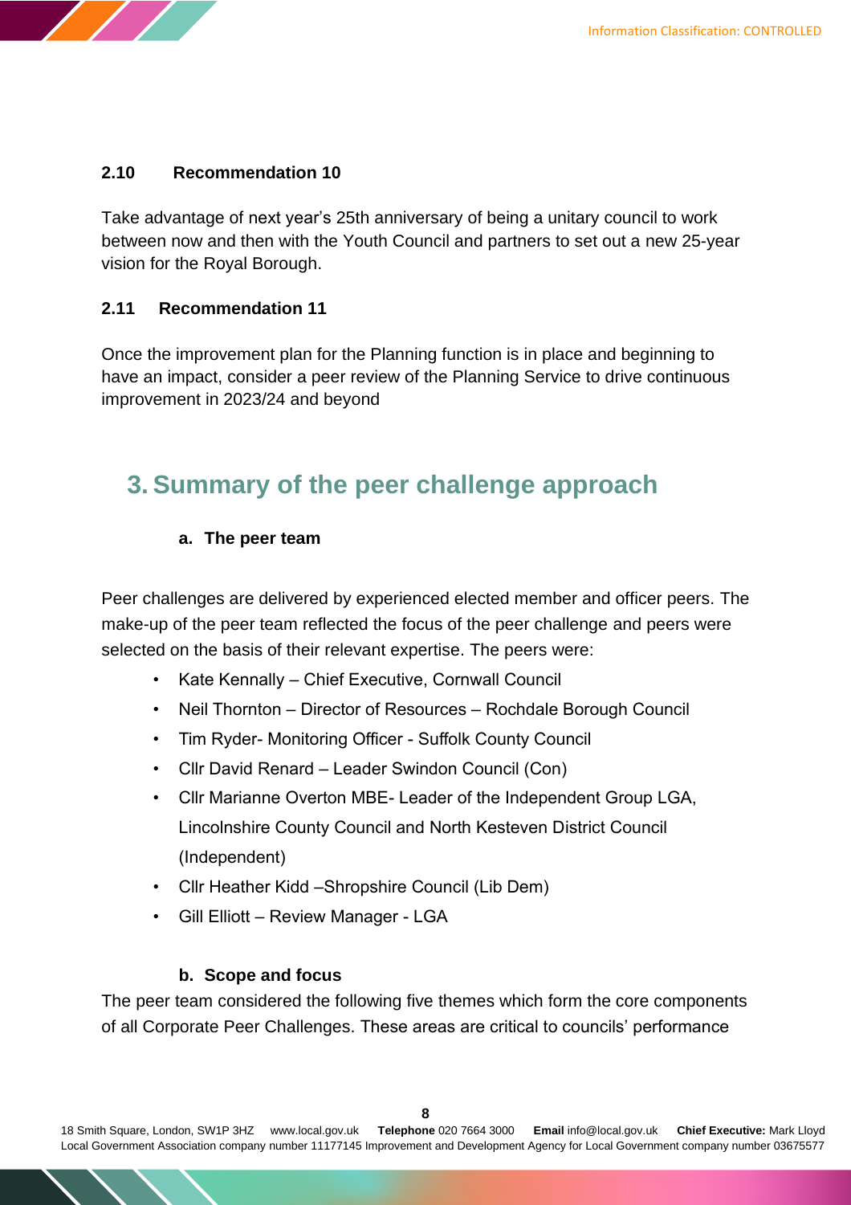### 2.10 Recommendation 10

Take advantage of next year's 25th anniversary of being a unitary council to work between now and then with the Youth Council and partners to set out a new 25-year vision for the Royal Borough.

### 2.11 Recommendation 11

Once the improvement plan for the Planning function is in place and beginning to have an impact, consider a peer review of the Planning Service to drive continuous improvement in 2023/24 and beyond

## 3. Summary of the peer challenge approach

### a. The peer team

Peer challenges are delivered by experienced elected member and officer peers. The make-up of the peer team reflected the focus of the peer challenge and peers were selected on the basis of their relevant expertise. The peers were:

- Kate Kennally – Chief Executive, Cornwall Council
- Neil Thornton – Director of Resources – Rochdale Borough Council
- Tim Ryder- Monitoring Officer - Suffolk County Council
- Cllr David Renard – Leader Swindon Council (Con)
- Cllr Marianne Overton MBE- Leader of the Independent Group LGA, Lincolnshire County Council and North Kesteven District Council (Independent)
- Cllr Heather Kidd –Shropshire Council (Lib Dem)
- Gill Elliott – Review Manager - LGA

### b. Scope and focus

The peer team considered the following five themes which form the core components of all Corporate Peer Challenges. These areas are critical to councils' performance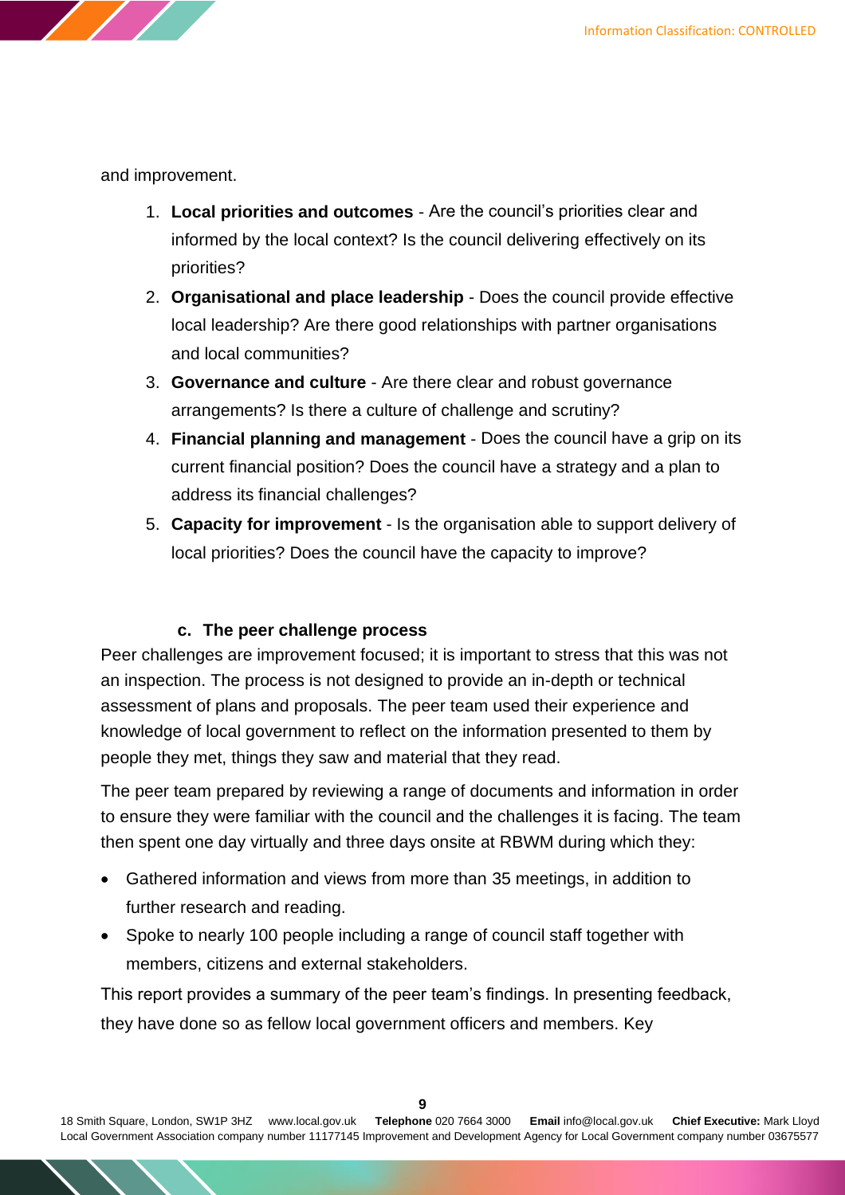and improvement.

1. **Local priorities and outcomes** - Are the council's priorities clear and informed by the local context? Is the council delivering effectively on its priorities?
2. **Organisational and place leadership** - Does the council provide effective local leadership? Are there good relationships with partner organisations and local communities?
3. **Governance and culture** - Are there clear and robust governance arrangements? Is there a culture of challenge and scrutiny?
4. **Financial planning and management** - Does the council have a grip on its current financial position? Does the council have a strategy and a plan to address its financial challenges?
5. **Capacity for improvement** - Is the organisation able to support delivery of local priorities? Does the council have the capacity to improve?

### c. The peer challenge process

Peer challenges are improvement focused; it is important to stress that this was not an inspection. The process is not designed to provide an in-depth or technical assessment of plans and proposals. The peer team used their experience and knowledge of local government to reflect on the information presented to them by people they met, things they saw and material that they read.

The peer team prepared by reviewing a range of documents and information in order to ensure they were familiar with the council and the challenges it is facing. The team then spent one day virtually and three days onsite at RBWM during which they:

- Gathered information and views from more than 35 meetings, in addition to further research and reading.
- Spoke to nearly 100 people including a range of council staff together with members, citizens and external stakeholders.

This report provides a summary of the peer team's findings. In presenting feedback, they have done so as fellow local government officers and members. Key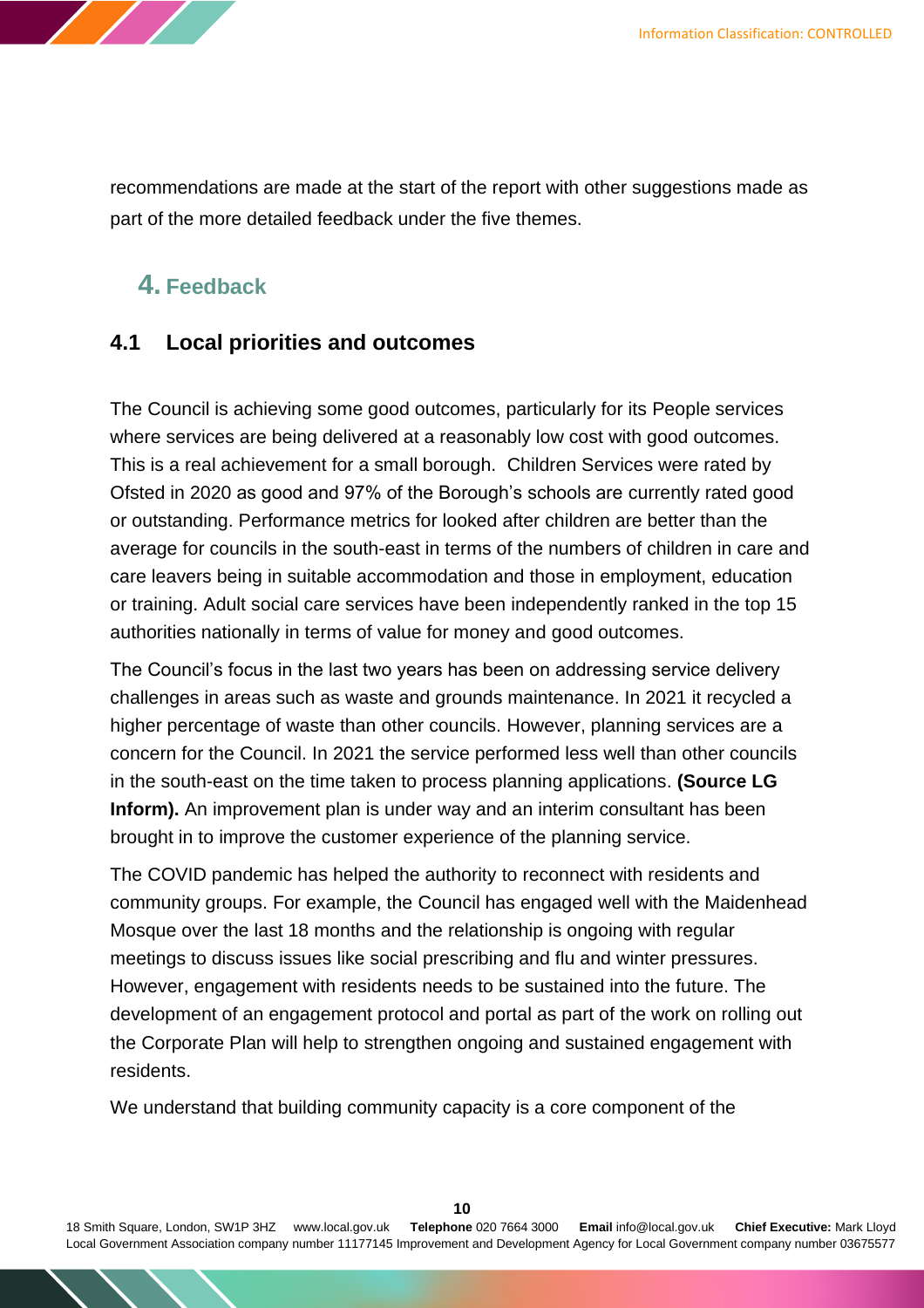recommendations are made at the start of the report with other suggestions made as part of the more detailed feedback under the five themes.

## 4. Feedback

### 4.1 Local priorities and outcomes

The Council is achieving some good outcomes, particularly for its People services where services are being delivered at a reasonably low cost with good outcomes. This is a real achievement for a small borough. Children Services were rated by Ofsted in 2020 as good and 97% of the Borough's schools are currently rated good or outstanding. Performance metrics for looked after children are better than the average for councils in the south-east in terms of the numbers of children in care and care leavers being in suitable accommodation and those in employment, education or training. Adult social care services have been independently ranked in the top 15 authorities nationally in terms of value for money and good outcomes.

The Council's focus in the last two years has been on addressing service delivery challenges in areas such as waste and grounds maintenance. In 2021 it recycled a higher percentage of waste than other councils. However, planning services are a concern for the Council. In 2021 the service performed less well than other councils in the south-east on the time taken to process planning applications. **(Source LG Inform).** An improvement plan is under way and an interim consultant has been brought in to improve the customer experience of the planning service.

The COVID pandemic has helped the authority to reconnect with residents and community groups. For example, the Council has engaged well with the Maidenhead Mosque over the last 18 months and the relationship is ongoing with regular meetings to discuss issues like social prescribing and flu and winter pressures. However, engagement with residents needs to be sustained into the future. The development of an engagement protocol and portal as part of the work on rolling out the Corporate Plan will help to strengthen ongoing and sustained engagement with residents.

We understand that building community capacity is a core component of the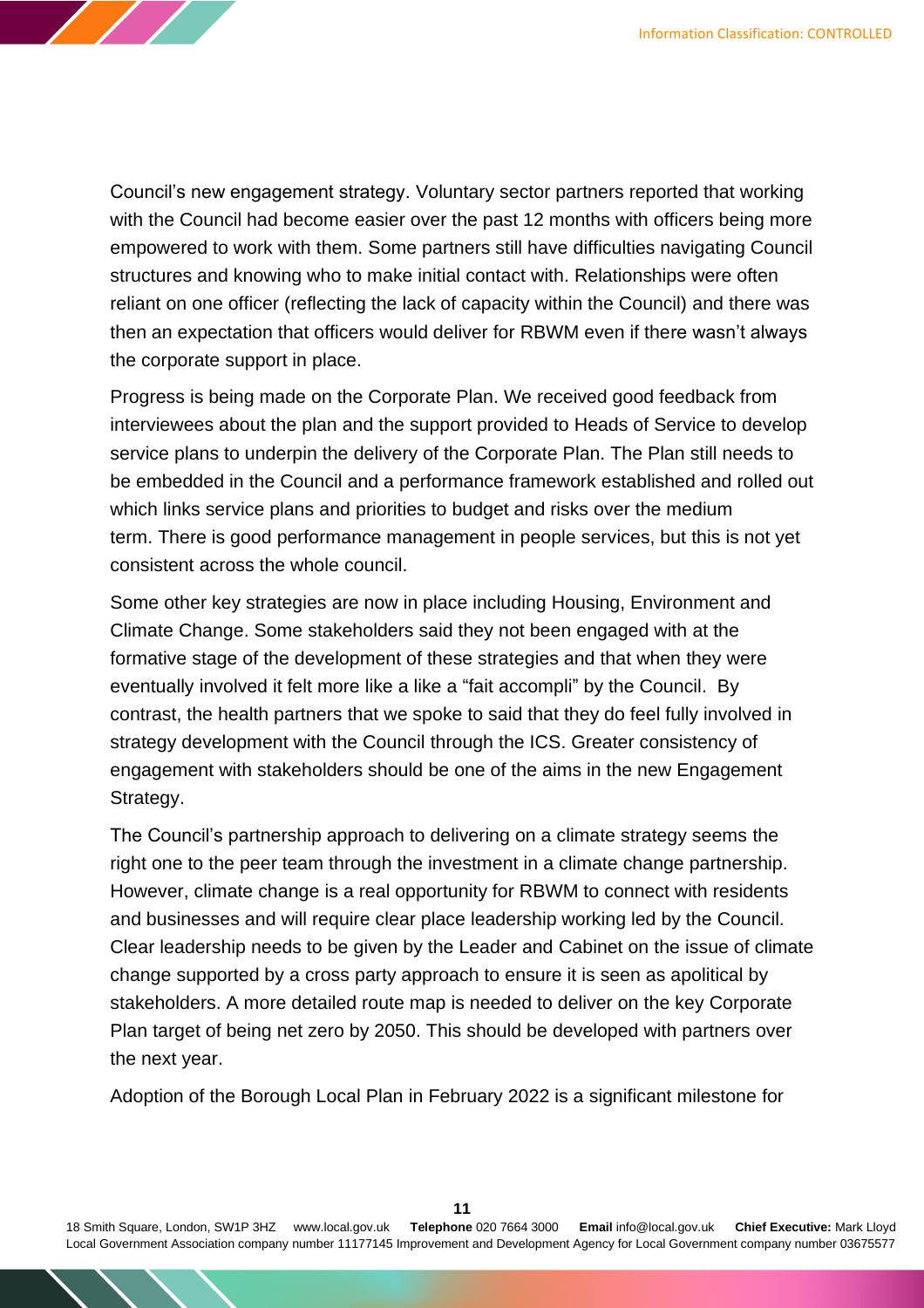Council's new engagement strategy. Voluntary sector partners reported that working with the Council had become easier over the past 12 months with officers being more empowered to work with them. Some partners still have difficulties navigating Council structures and knowing who to make initial contact with. Relationships were often reliant on one officer (reflecting the lack of capacity within the Council) and there was then an expectation that officers would deliver for RBWM even if there wasn't always the corporate support in place.

Progress is being made on the Corporate Plan. We received good feedback from interviewees about the plan and the support provided to Heads of Service to develop service plans to underpin the delivery of the Corporate Plan. The Plan still needs to be embedded in the Council and a performance framework established and rolled out which links service plans and priorities to budget and risks over the medium term. There is good performance management in people services, but this is not yet consistent across the whole council.

Some other key strategies are now in place including Housing, Environment and Climate Change. Some stakeholders said they not been engaged with at the formative stage of the development of these strategies and that when they were eventually involved it felt more like a like a "fait accompli" by the Council. By contrast, the health partners that we spoke to said that they do feel fully involved in strategy development with the Council through the ICS. Greater consistency of engagement with stakeholders should be one of the aims in the new Engagement Strategy.

The Council's partnership approach to delivering on a climate strategy seems the right one to the peer team through the investment in a climate change partnership. However, climate change is a real opportunity for RBWM to connect with residents and businesses and will require clear place leadership working led by the Council. Clear leadership needs to be given by the Leader and Cabinet on the issue of climate change supported by a cross party approach to ensure it is seen as apolitical by stakeholders. A more detailed route map is needed to deliver on the key Corporate Plan target of being net zero by 2050. This should be developed with partners over the next year.

Adoption of the Borough Local Plan in February 2022 is a significant milestone for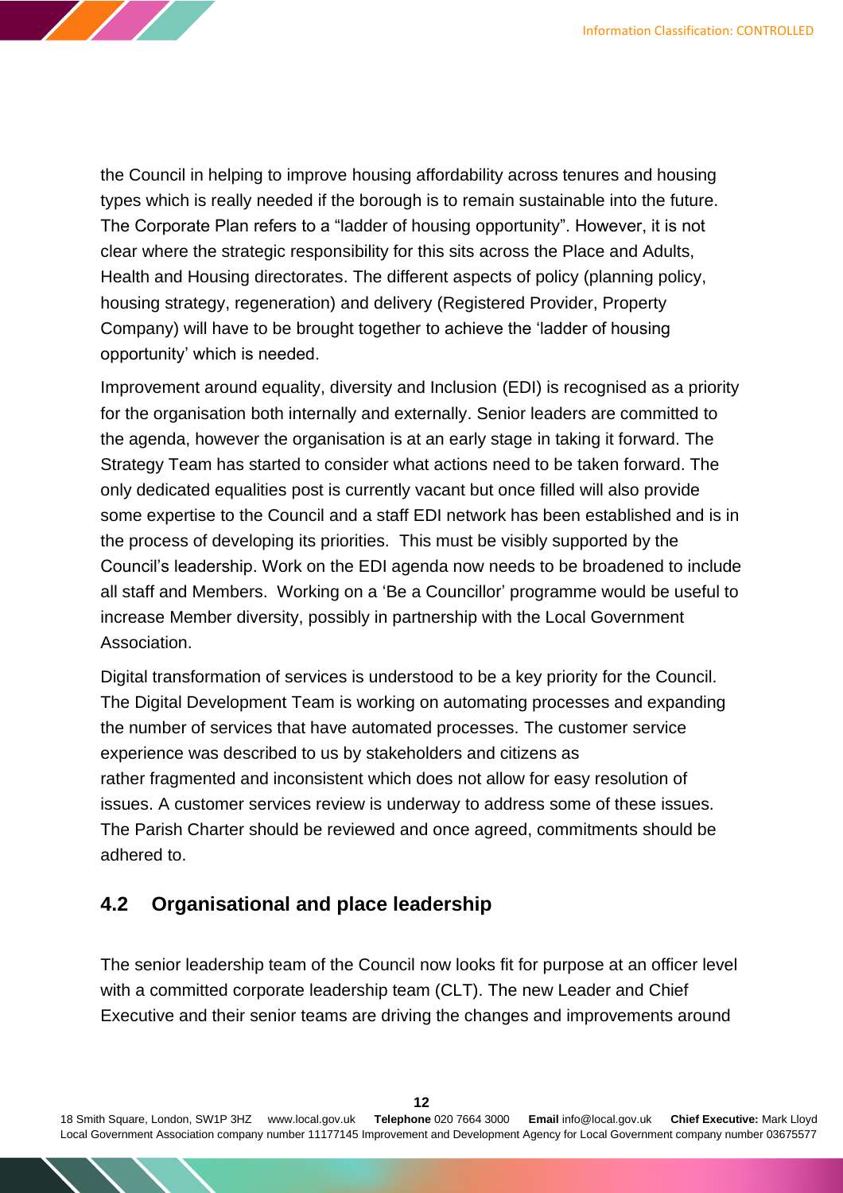the Council in helping to improve housing affordability across tenures and housing types which is really needed if the borough is to remain sustainable into the future. The Corporate Plan refers to a "ladder of housing opportunity". However, it is not clear where the strategic responsibility for this sits across the Place and Adults, Health and Housing directorates. The different aspects of policy (planning policy, housing strategy, regeneration) and delivery (Registered Provider, Property Company) will have to be brought together to achieve the 'ladder of housing opportunity' which is needed.

Improvement around equality, diversity and Inclusion (EDI) is recognised as a priority for the organisation both internally and externally. Senior leaders are committed to the agenda, however the organisation is at an early stage in taking it forward. The Strategy Team has started to consider what actions need to be taken forward. The only dedicated equalities post is currently vacant but once filled will also provide some expertise to the Council and a staff EDI network has been established and is in the process of developing its priorities. This must be visibly supported by the Council's leadership. Work on the EDI agenda now needs to be broadened to include all staff and Members. Working on a 'Be a Councillor' programme would be useful to increase Member diversity, possibly in partnership with the Local Government Association.

Digital transformation of services is understood to be a key priority for the Council. The Digital Development Team is working on automating processes and expanding the number of services that have automated processes. The customer service experience was described to us by stakeholders and citizens as rather fragmented and inconsistent which does not allow for easy resolution of issues. A customer services review is underway to address some of these issues. The Parish Charter should be reviewed and once agreed, commitments should be adhered to.

## 4.2 Organisational and place leadership

The senior leadership team of the Council now looks fit for purpose at an officer level with a committed corporate leadership team (CLT). The new Leader and Chief Executive and their senior teams are driving the changes and improvements around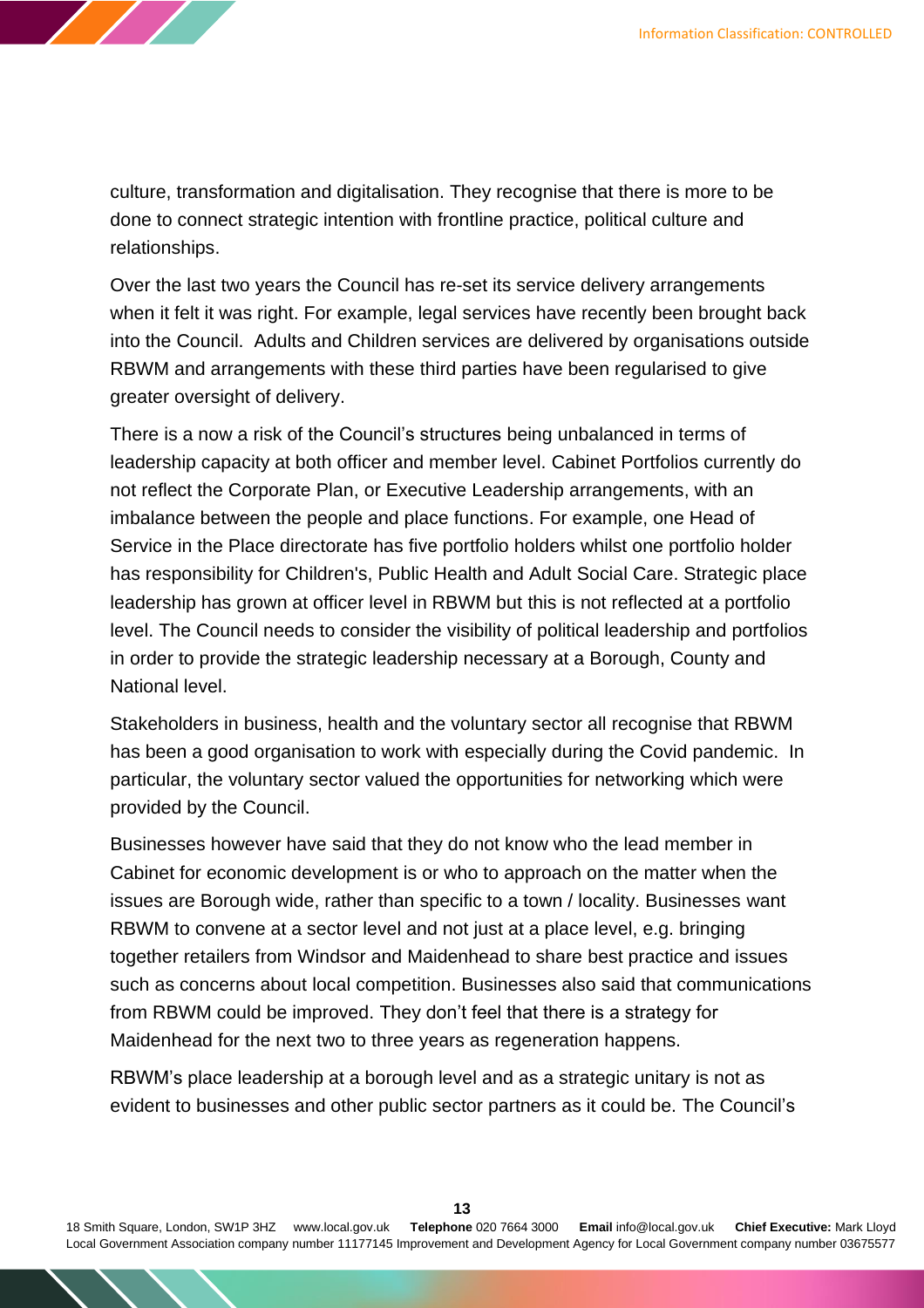culture, transformation and digitalisation. They recognise that there is more to be done to connect strategic intention with frontline practice, political culture and relationships.

Over the last two years the Council has re-set its service delivery arrangements when it felt it was right. For example, legal services have recently been brought back into the Council. Adults and Children services are delivered by organisations outside RBWM and arrangements with these third parties have been regularised to give greater oversight of delivery.

There is a now a risk of the Council's structures being unbalanced in terms of leadership capacity at both officer and member level. Cabinet Portfolios currently do not reflect the Corporate Plan, or Executive Leadership arrangements, with an imbalance between the people and place functions. For example, one Head of Service in the Place directorate has five portfolio holders whilst one portfolio holder has responsibility for Children's, Public Health and Adult Social Care. Strategic place leadership has grown at officer level in RBWM but this is not reflected at a portfolio level. The Council needs to consider the visibility of political leadership and portfolios in order to provide the strategic leadership necessary at a Borough, County and National level.

Stakeholders in business, health and the voluntary sector all recognise that RBWM has been a good organisation to work with especially during the Covid pandemic. In particular, the voluntary sector valued the opportunities for networking which were provided by the Council.

Businesses however have said that they do not know who the lead member in Cabinet for economic development is or who to approach on the matter when the issues are Borough wide, rather than specific to a town / locality. Businesses want RBWM to convene at a sector level and not just at a place level, e.g. bringing together retailers from Windsor and Maidenhead to share best practice and issues such as concerns about local competition. Businesses also said that communications from RBWM could be improved. They don't feel that there is a strategy for Maidenhead for the next two to three years as regeneration happens.

RBWM's place leadership at a borough level and as a strategic unitary is not as evident to businesses and other public sector partners as it could be. The Council's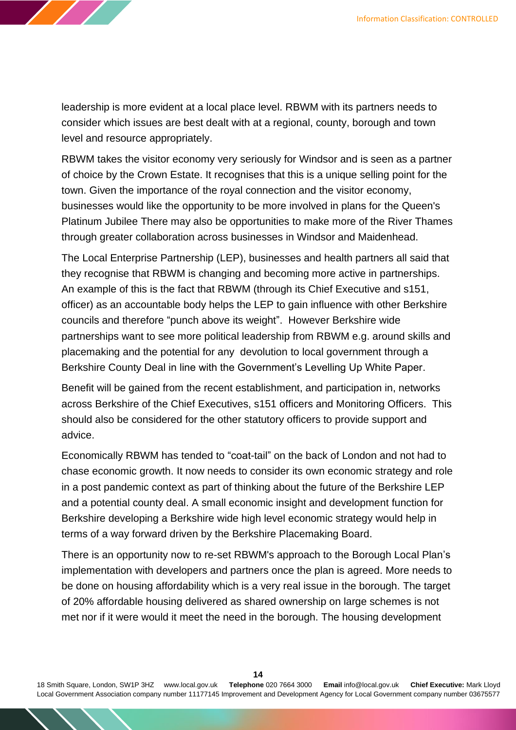leadership is more evident at a local place level. RBWM with its partners needs to consider which issues are best dealt with at a regional, county, borough and town level and resource appropriately.

RBWM takes the visitor economy very seriously for Windsor and is seen as a partner of choice by the Crown Estate. It recognises that this is a unique selling point for the town. Given the importance of the royal connection and the visitor economy, businesses would like the opportunity to be more involved in plans for the Queen's Platinum Jubilee There may also be opportunities to make more of the River Thames through greater collaboration across businesses in Windsor and Maidenhead.

The Local Enterprise Partnership (LEP), businesses and health partners all said that they recognise that RBWM is changing and becoming more active in partnerships. An example of this is the fact that RBWM (through its Chief Executive and s151, officer) as an accountable body helps the LEP to gain influence with other Berkshire councils and therefore “punch above its weight”. However Berkshire wide partnerships want to see more political leadership from RBWM e.g. around skills and placemaking and the potential for any devolution to local government through a Berkshire County Deal in line with the Government’s Levelling Up White Paper.

Benefit will be gained from the recent establishment, and participation in, networks across Berkshire of the Chief Executives, s151 officers and Monitoring Officers. This should also be considered for the other statutory officers to provide support and advice.

Economically RBWM has tended to “coat-tail” on the back of London and not had to chase economic growth. It now needs to consider its own economic strategy and role in a post pandemic context as part of thinking about the future of the Berkshire LEP and a potential county deal. A small economic insight and development function for Berkshire developing a Berkshire wide high level economic strategy would help in terms of a way forward driven by the Berkshire Placemaking Board.

There is an opportunity now to re-set RBWM's approach to the Borough Local Plan’s implementation with developers and partners once the plan is agreed. More needs to be done on housing affordability which is a very real issue in the borough. The target of 20% affordable housing delivered as shared ownership on large schemes is not met nor if it were would it meet the need in the borough. The housing development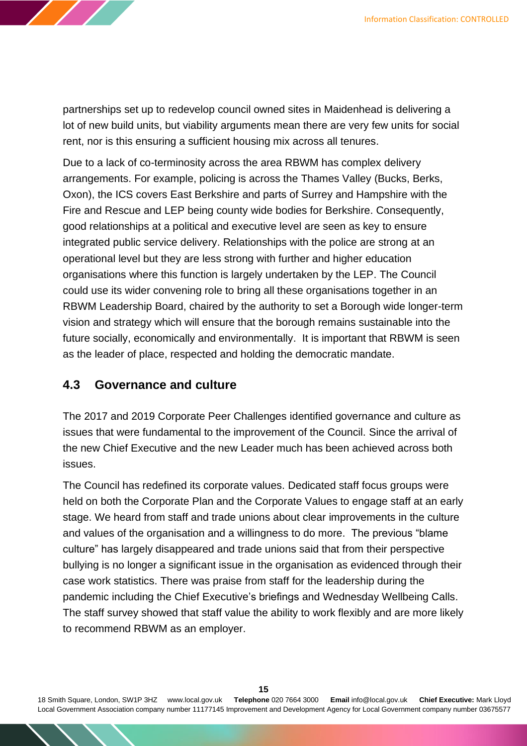partnerships set up to redevelop council owned sites in Maidenhead is delivering a lot of new build units, but viability arguments mean there are very few units for social rent, nor is this ensuring a sufficient housing mix across all tenures.

Due to a lack of co-terminosity across the area RBWM has complex delivery arrangements. For example, policing is across the Thames Valley (Bucks, Berks, Oxon), the ICS covers East Berkshire and parts of Surrey and Hampshire with the Fire and Rescue and LEP being county wide bodies for Berkshire. Consequently, good relationships at a political and executive level are seen as key to ensure integrated public service delivery. Relationships with the police are strong at an operational level but they are less strong with further and higher education organisations where this function is largely undertaken by the LEP. The Council could use its wider convening role to bring all these organisations together in an RBWM Leadership Board, chaired by the authority to set a Borough wide longer-term vision and strategy which will ensure that the borough remains sustainable into the future socially, economically and environmentally. It is important that RBWM is seen as the leader of place, respected and holding the democratic mandate.

## 4.3 Governance and culture

The 2017 and 2019 Corporate Peer Challenges identified governance and culture as issues that were fundamental to the improvement of the Council. Since the arrival of the new Chief Executive and the new Leader much has been achieved across both issues.

The Council has redefined its corporate values. Dedicated staff focus groups were held on both the Corporate Plan and the Corporate Values to engage staff at an early stage. We heard from staff and trade unions about clear improvements in the culture and values of the organisation and a willingness to do more. The previous "blame culture" has largely disappeared and trade unions said that from their perspective bullying is no longer a significant issue in the organisation as evidenced through their case work statistics. There was praise from staff for the leadership during the pandemic including the Chief Executive's briefings and Wednesday Wellbeing Calls. The staff survey showed that staff value the ability to work flexibly and are more likely to recommend RBWM as an employer.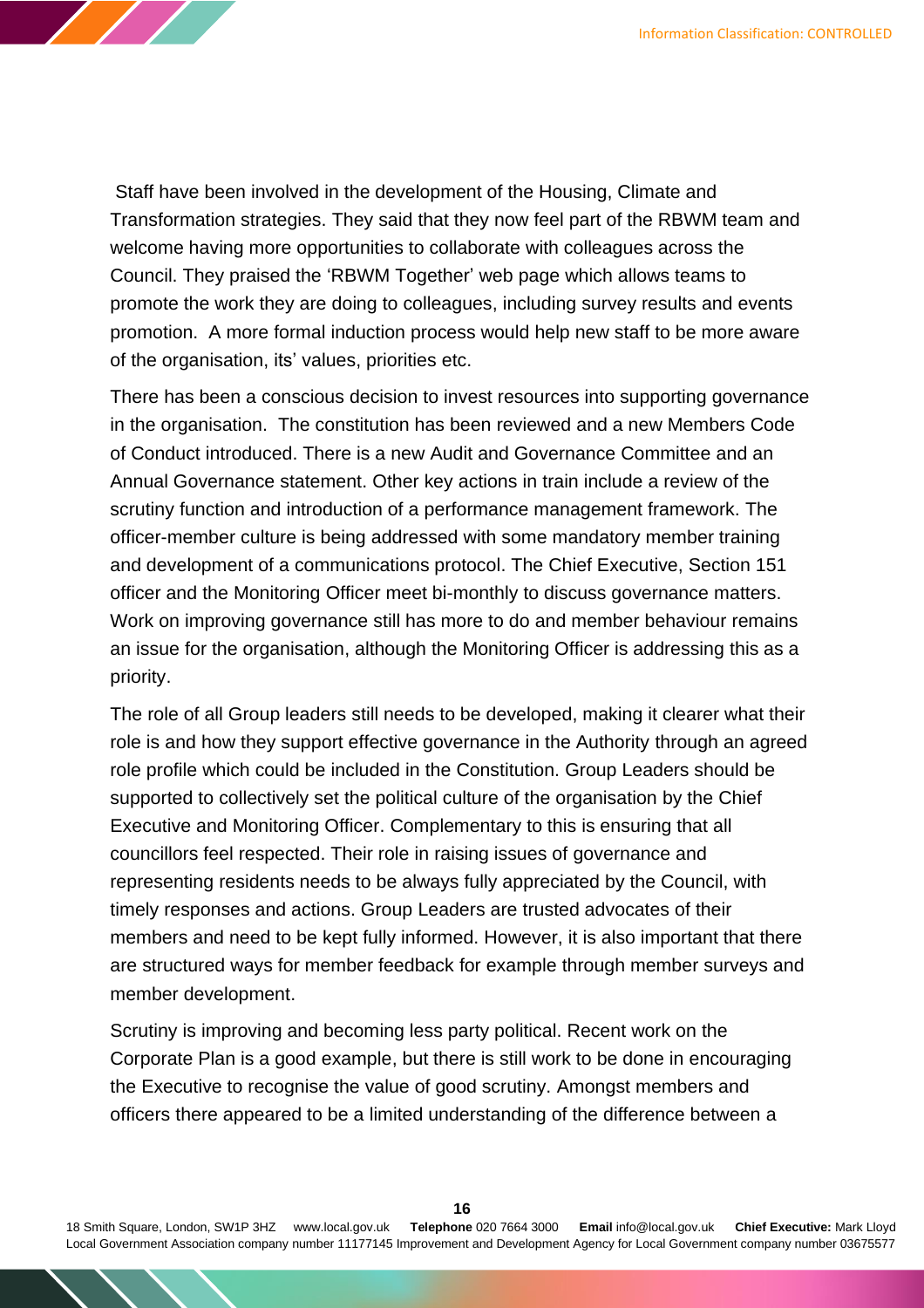Staff have been involved in the development of the Housing, Climate and Transformation strategies. They said that they now feel part of the RBWM team and welcome having more opportunities to collaborate with colleagues across the Council. They praised the 'RBWM Together' web page which allows teams to promote the work they are doing to colleagues, including survey results and events promotion. A more formal induction process would help new staff to be more aware of the organisation, its' values, priorities etc.

There has been a conscious decision to invest resources into supporting governance in the organisation. The constitution has been reviewed and a new Members Code of Conduct introduced. There is a new Audit and Governance Committee and an Annual Governance statement. Other key actions in train include a review of the scrutiny function and introduction of a performance management framework. The officer-member culture is being addressed with some mandatory member training and development of a communications protocol. The Chief Executive, Section 151 officer and the Monitoring Officer meet bi-monthly to discuss governance matters. Work on improving governance still has more to do and member behaviour remains an issue for the organisation, although the Monitoring Officer is addressing this as a priority.

The role of all Group leaders still needs to be developed, making it clearer what their role is and how they support effective governance in the Authority through an agreed role profile which could be included in the Constitution. Group Leaders should be supported to collectively set the political culture of the organisation by the Chief Executive and Monitoring Officer. Complementary to this is ensuring that all councillors feel respected. Their role in raising issues of governance and representing residents needs to be always fully appreciated by the Council, with timely responses and actions. Group Leaders are trusted advocates of their members and need to be kept fully informed. However, it is also important that there are structured ways for member feedback for example through member surveys and member development.

Scrutiny is improving and becoming less party political. Recent work on the Corporate Plan is a good example, but there is still work to be done in encouraging the Executive to recognise the value of good scrutiny. Amongst members and officers there appeared to be a limited understanding of the difference between a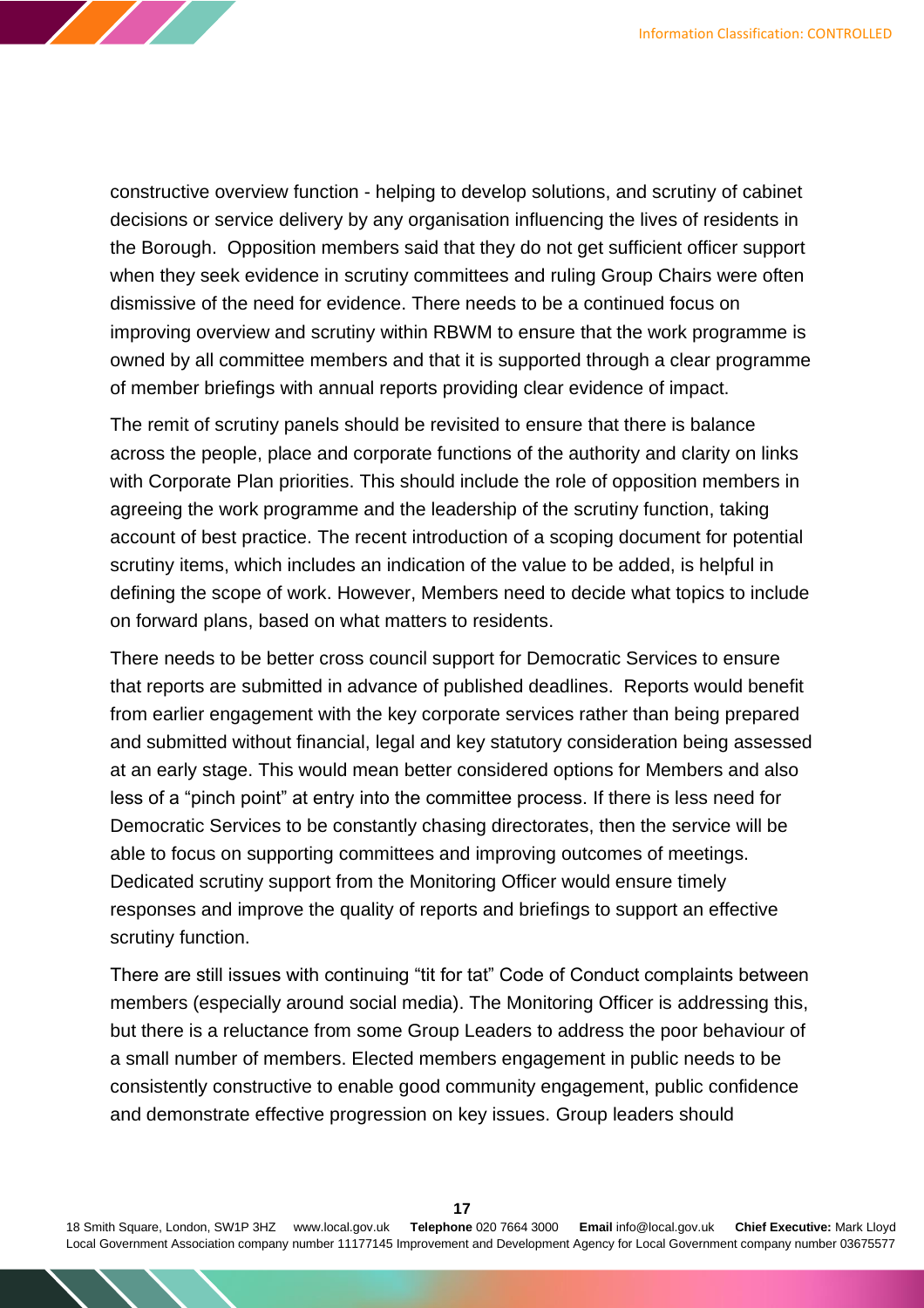constructive overview function - helping to develop solutions, and scrutiny of cabinet decisions or service delivery by any organisation influencing the lives of residents in the Borough. Opposition members said that they do not get sufficient officer support when they seek evidence in scrutiny committees and ruling Group Chairs were often dismissive of the need for evidence. There needs to be a continued focus on improving overview and scrutiny within RBWM to ensure that the work programme is owned by all committee members and that it is supported through a clear programme of member briefings with annual reports providing clear evidence of impact.

The remit of scrutiny panels should be revisited to ensure that there is balance across the people, place and corporate functions of the authority and clarity on links with Corporate Plan priorities. This should include the role of opposition members in agreeing the work programme and the leadership of the scrutiny function, taking account of best practice. The recent introduction of a scoping document for potential scrutiny items, which includes an indication of the value to be added, is helpful in defining the scope of work. However, Members need to decide what topics to include on forward plans, based on what matters to residents.

There needs to be better cross council support for Democratic Services to ensure that reports are submitted in advance of published deadlines. Reports would benefit from earlier engagement with the key corporate services rather than being prepared and submitted without financial, legal and key statutory consideration being assessed at an early stage. This would mean better considered options for Members and also less of a "pinch point" at entry into the committee process. If there is less need for Democratic Services to be constantly chasing directorates, then the service will be able to focus on supporting committees and improving outcomes of meetings. Dedicated scrutiny support from the Monitoring Officer would ensure timely responses and improve the quality of reports and briefings to support an effective scrutiny function.

There are still issues with continuing "tit for tat" Code of Conduct complaints between members (especially around social media). The Monitoring Officer is addressing this, but there is a reluctance from some Group Leaders to address the poor behaviour of a small number of members. Elected members engagement in public needs to be consistently constructive to enable good community engagement, public confidence and demonstrate effective progression on key issues. Group leaders should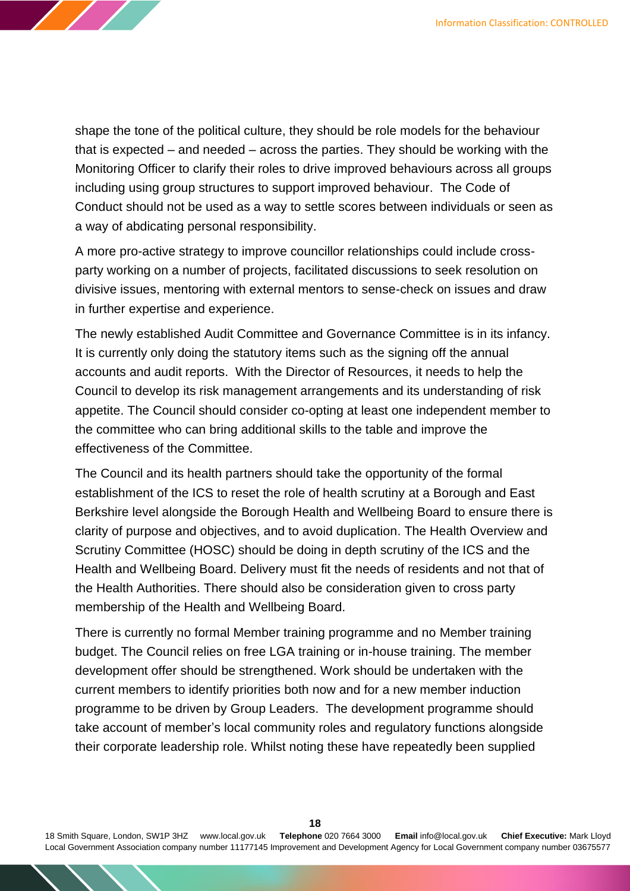shape the tone of the political culture, they should be role models for the behaviour that is expected – and needed – across the parties. They should be working with the Monitoring Officer to clarify their roles to drive improved behaviours across all groups including using group structures to support improved behaviour. The Code of Conduct should not be used as a way to settle scores between individuals or seen as a way of abdicating personal responsibility.

A more pro-active strategy to improve councillor relationships could include cross-party working on a number of projects, facilitated discussions to seek resolution on divisive issues, mentoring with external mentors to sense-check on issues and draw in further expertise and experience.

The newly established Audit Committee and Governance Committee is in its infancy. It is currently only doing the statutory items such as the signing off the annual accounts and audit reports. With the Director of Resources, it needs to help the Council to develop its risk management arrangements and its understanding of risk appetite. The Council should consider co-opting at least one independent member to the committee who can bring additional skills to the table and improve the effectiveness of the Committee.

The Council and its health partners should take the opportunity of the formal establishment of the ICS to reset the role of health scrutiny at a Borough and East Berkshire level alongside the Borough Health and Wellbeing Board to ensure there is clarity of purpose and objectives, and to avoid duplication. The Health Overview and Scrutiny Committee (HOSC) should be doing in depth scrutiny of the ICS and the Health and Wellbeing Board. Delivery must fit the needs of residents and not that of the Health Authorities. There should also be consideration given to cross party membership of the Health and Wellbeing Board.

There is currently no formal Member training programme and no Member training budget. The Council relies on free LGA training or in-house training. The member development offer should be strengthened. Work should be undertaken with the current members to identify priorities both now and for a new member induction programme to be driven by Group Leaders. The development programme should take account of member's local community roles and regulatory functions alongside their corporate leadership role. Whilst noting these have repeatedly been supplied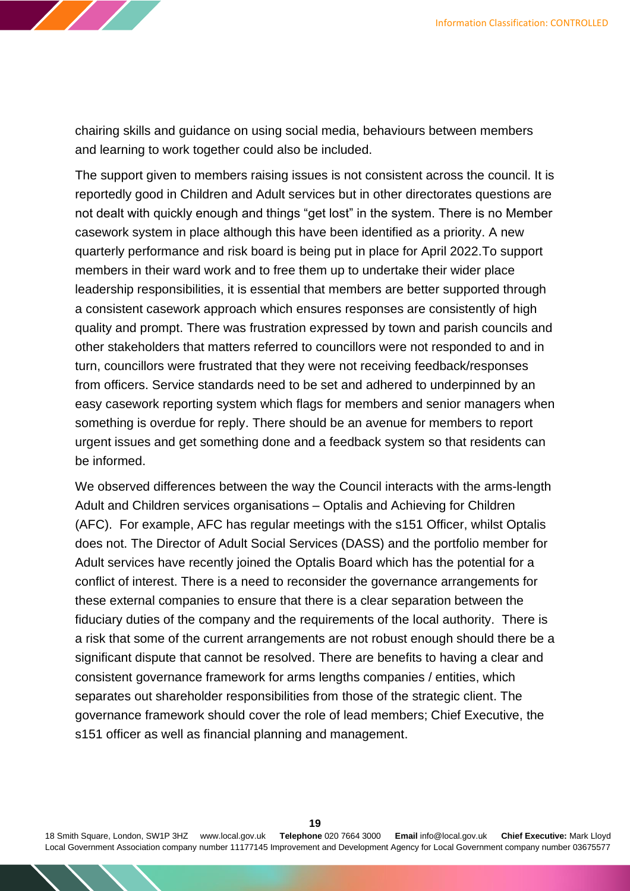chairing skills and guidance on using social media, behaviours between members and learning to work together could also be included.

The support given to members raising issues is not consistent across the council. It is reportedly good in Children and Adult services but in other directorates questions are not dealt with quickly enough and things "get lost" in the system. There is no Member casework system in place although this have been identified as a priority. A new quarterly performance and risk board is being put in place for April 2022.To support members in their ward work and to free them up to undertake their wider place leadership responsibilities, it is essential that members are better supported through a consistent casework approach which ensures responses are consistently of high quality and prompt. There was frustration expressed by town and parish councils and other stakeholders that matters referred to councillors were not responded to and in turn, councillors were frustrated that they were not receiving feedback/responses from officers. Service standards need to be set and adhered to underpinned by an easy casework reporting system which flags for members and senior managers when something is overdue for reply. There should be an avenue for members to report urgent issues and get something done and a feedback system so that residents can be informed.

We observed differences between the way the Council interacts with the arms-length Adult and Children services organisations – Optalis and Achieving for Children (AFC). For example, AFC has regular meetings with the s151 Officer, whilst Optalis does not. The Director of Adult Social Services (DASS) and the portfolio member for Adult services have recently joined the Optalis Board which has the potential for a conflict of interest. There is a need to reconsider the governance arrangements for these external companies to ensure that there is a clear separation between the fiduciary duties of the company and the requirements of the local authority. There is a risk that some of the current arrangements are not robust enough should there be a significant dispute that cannot be resolved. There are benefits to having a clear and consistent governance framework for arms lengths companies / entities, which separates out shareholder responsibilities from those of the strategic client. The governance framework should cover the role of lead members; Chief Executive, the s151 officer as well as financial planning and management.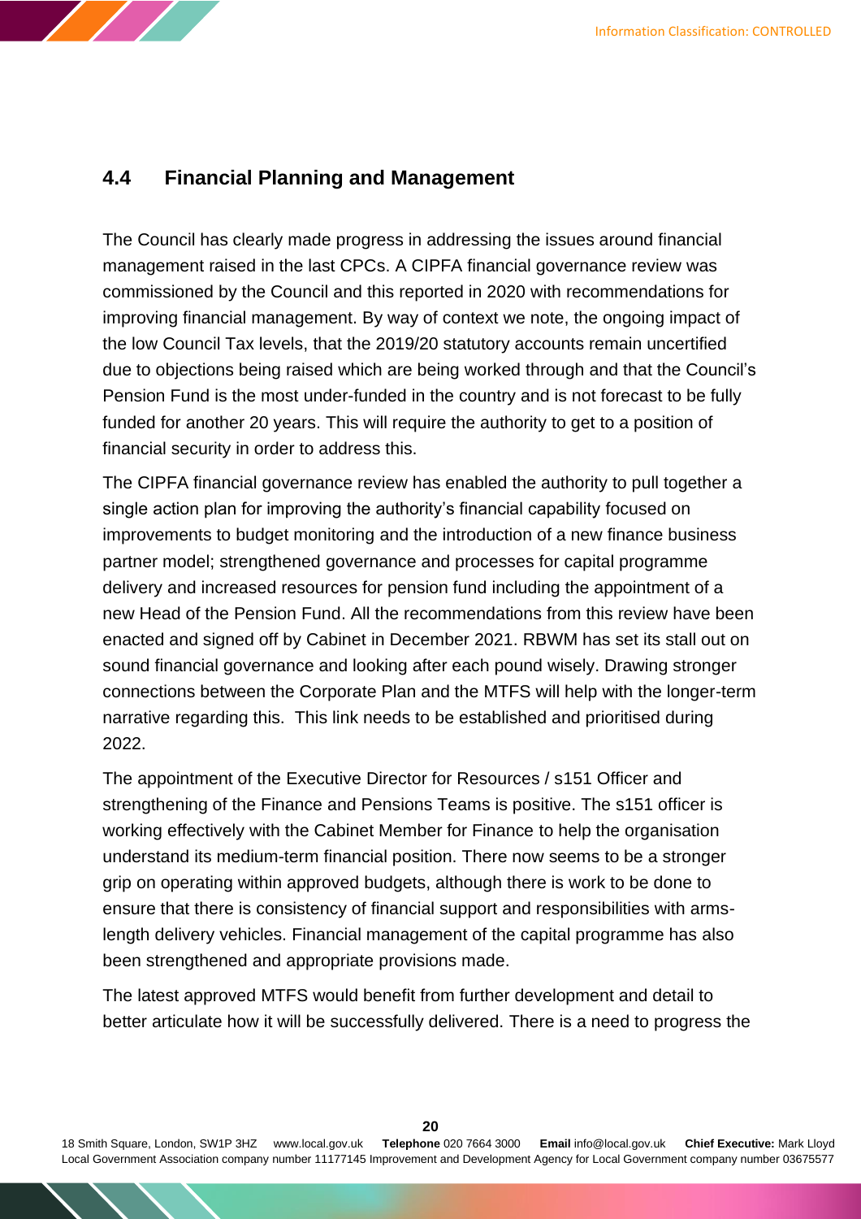## 4.4 Financial Planning and Management

The Council has clearly made progress in addressing the issues around financial management raised in the last CPCs. A CIPFA financial governance review was commissioned by the Council and this reported in 2020 with recommendations for improving financial management. By way of context we note, the ongoing impact of the low Council Tax levels, that the 2019/20 statutory accounts remain uncertified due to objections being raised which are being worked through and that the Council's Pension Fund is the most under-funded in the country and is not forecast to be fully funded for another 20 years. This will require the authority to get to a position of financial security in order to address this.

The CIPFA financial governance review has enabled the authority to pull together a single action plan for improving the authority's financial capability focused on improvements to budget monitoring and the introduction of a new finance business partner model; strengthened governance and processes for capital programme delivery and increased resources for pension fund including the appointment of a new Head of the Pension Fund. All the recommendations from this review have been enacted and signed off by Cabinet in December 2021. RBWM has set its stall out on sound financial governance and looking after each pound wisely. Drawing stronger connections between the Corporate Plan and the MTFS will help with the longer-term narrative regarding this. This link needs to be established and prioritised during 2022.

The appointment of the Executive Director for Resources / s151 Officer and strengthening of the Finance and Pensions Teams is positive. The s151 officer is working effectively with the Cabinet Member for Finance to help the organisation understand its medium-term financial position. There now seems to be a stronger grip on operating within approved budgets, although there is work to be done to ensure that there is consistency of financial support and responsibilities with arms-length delivery vehicles. Financial management of the capital programme has also been strengthened and appropriate provisions made.

The latest approved MTFS would benefit from further development and detail to better articulate how it will be successfully delivered. There is a need to progress the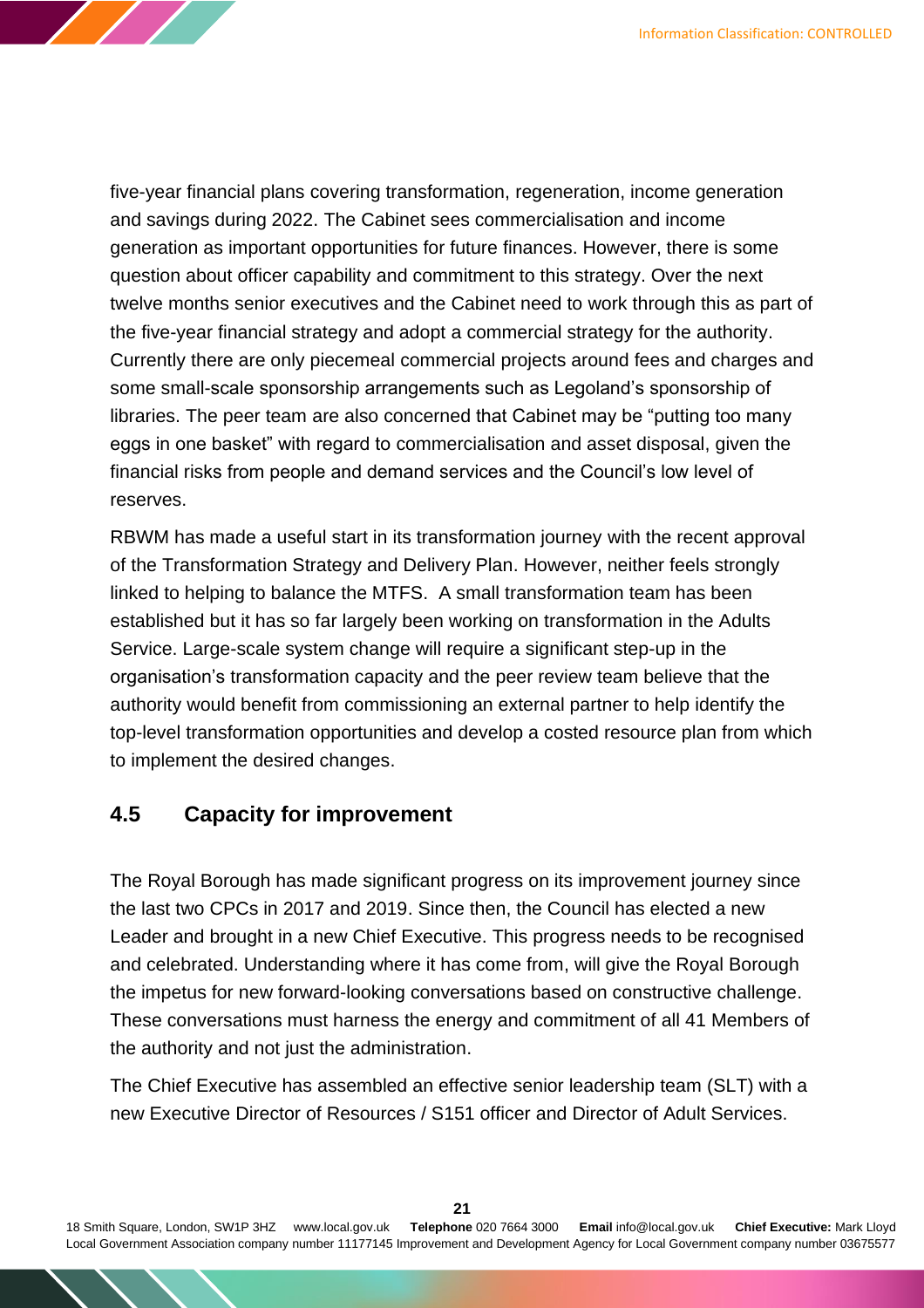five-year financial plans covering transformation, regeneration, income generation and savings during 2022. The Cabinet sees commercialisation and income generation as important opportunities for future finances. However, there is some question about officer capability and commitment to this strategy. Over the next twelve months senior executives and the Cabinet need to work through this as part of the five-year financial strategy and adopt a commercial strategy for the authority. Currently there are only piecemeal commercial projects around fees and charges and some small-scale sponsorship arrangements such as Legoland's sponsorship of libraries. The peer team are also concerned that Cabinet may be "putting too many eggs in one basket" with regard to commercialisation and asset disposal, given the financial risks from people and demand services and the Council's low level of reserves.

RBWM has made a useful start in its transformation journey with the recent approval of the Transformation Strategy and Delivery Plan. However, neither feels strongly linked to helping to balance the MTFS. A small transformation team has been established but it has so far largely been working on transformation in the Adults Service. Large-scale system change will require a significant step-up in the organisation's transformation capacity and the peer review team believe that the authority would benefit from commissioning an external partner to help identify the top-level transformation opportunities and develop a costed resource plan from which to implement the desired changes.

## 4.5 Capacity for improvement

The Royal Borough has made significant progress on its improvement journey since the last two CPCs in 2017 and 2019. Since then, the Council has elected a new Leader and brought in a new Chief Executive. This progress needs to be recognised and celebrated. Understanding where it has come from, will give the Royal Borough the impetus for new forward-looking conversations based on constructive challenge. These conversations must harness the energy and commitment of all 41 Members of the authority and not just the administration.

The Chief Executive has assembled an effective senior leadership team (SLT) with a new Executive Director of Resources / S151 officer and Director of Adult Services.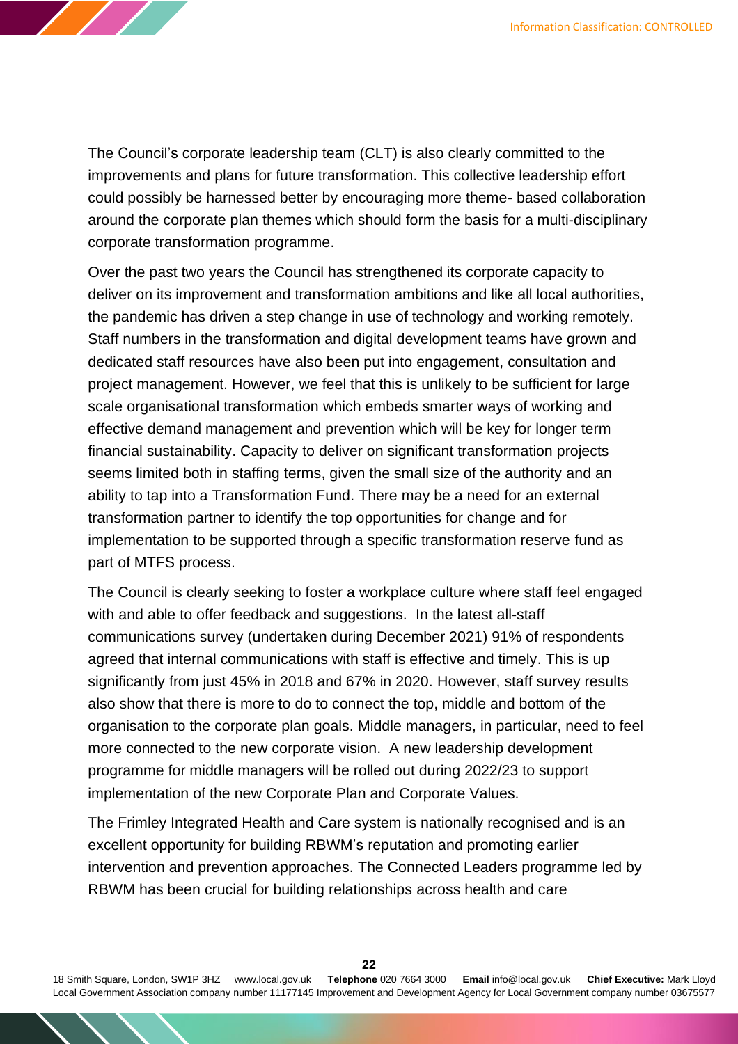The Council's corporate leadership team (CLT) is also clearly committed to the improvements and plans for future transformation. This collective leadership effort could possibly be harnessed better by encouraging more theme- based collaboration around the corporate plan themes which should form the basis for a multi-disciplinary corporate transformation programme.

Over the past two years the Council has strengthened its corporate capacity to deliver on its improvement and transformation ambitions and like all local authorities, the pandemic has driven a step change in use of technology and working remotely. Staff numbers in the transformation and digital development teams have grown and dedicated staff resources have also been put into engagement, consultation and project management. However, we feel that this is unlikely to be sufficient for large scale organisational transformation which embeds smarter ways of working and effective demand management and prevention which will be key for longer term financial sustainability. Capacity to deliver on significant transformation projects seems limited both in staffing terms, given the small size of the authority and an ability to tap into a Transformation Fund. There may be a need for an external transformation partner to identify the top opportunities for change and for implementation to be supported through a specific transformation reserve fund as part of MTFS process.

The Council is clearly seeking to foster a workplace culture where staff feel engaged with and able to offer feedback and suggestions. In the latest all-staff communications survey (undertaken during December 2021) 91% of respondents agreed that internal communications with staff is effective and timely. This is up significantly from just 45% in 2018 and 67% in 2020. However, staff survey results also show that there is more to do to connect the top, middle and bottom of the organisation to the corporate plan goals. Middle managers, in particular, need to feel more connected to the new corporate vision. A new leadership development programme for middle managers will be rolled out during 2022/23 to support implementation of the new Corporate Plan and Corporate Values.

The Frimley Integrated Health and Care system is nationally recognised and is an excellent opportunity for building RBWM's reputation and promoting earlier intervention and prevention approaches. The Connected Leaders programme led by RBWM has been crucial for building relationships across health and care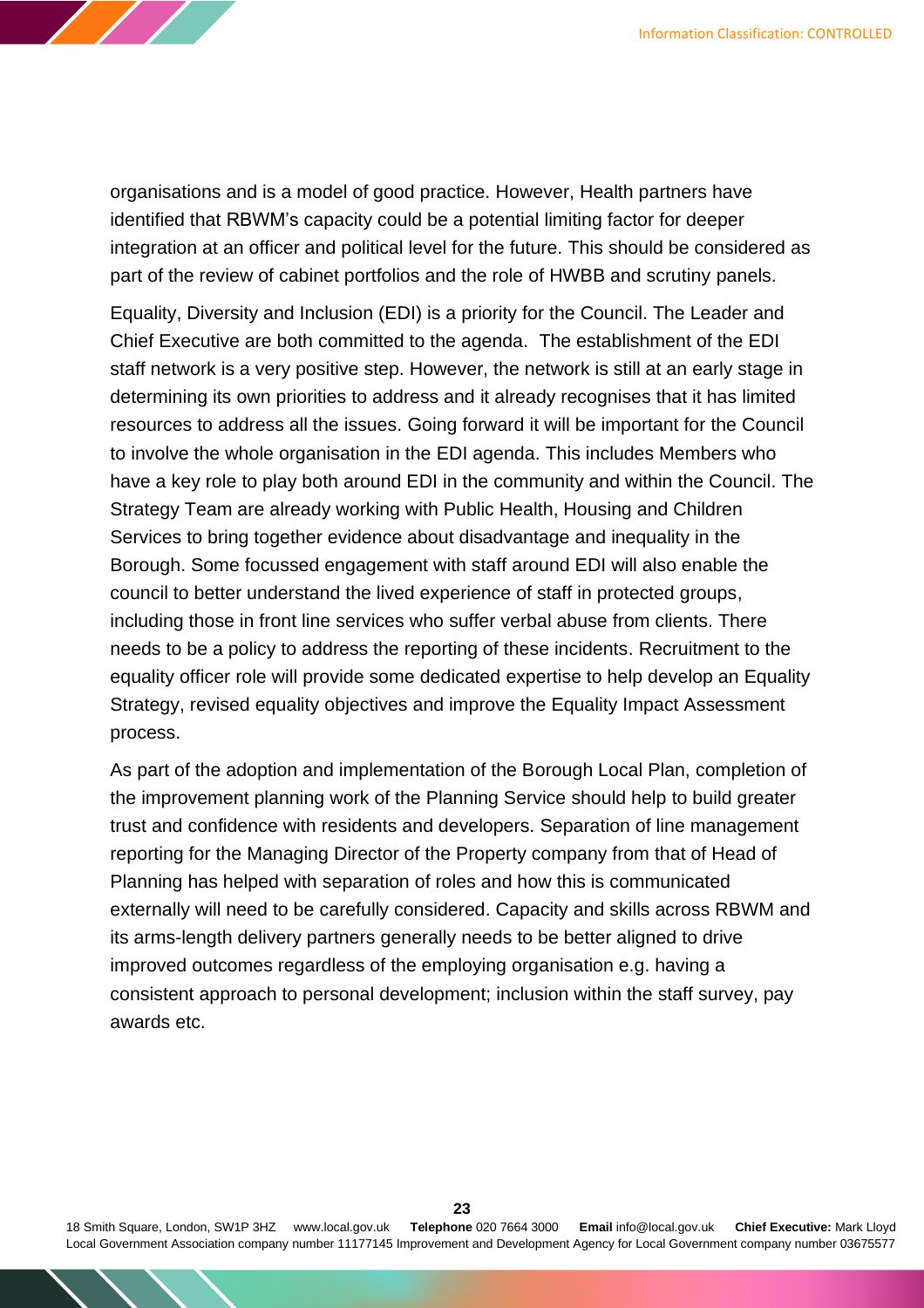organisations and is a model of good practice. However, Health partners have identified that RBWM's capacity could be a potential limiting factor for deeper integration at an officer and political level for the future. This should be considered as part of the review of cabinet portfolios and the role of HWBB and scrutiny panels.

Equality, Diversity and Inclusion (EDI) is a priority for the Council. The Leader and Chief Executive are both committed to the agenda. The establishment of the EDI staff network is a very positive step. However, the network is still at an early stage in determining its own priorities to address and it already recognises that it has limited resources to address all the issues. Going forward it will be important for the Council to involve the whole organisation in the EDI agenda. This includes Members who have a key role to play both around EDI in the community and within the Council. The Strategy Team are already working with Public Health, Housing and Children Services to bring together evidence about disadvantage and inequality in the Borough. Some focussed engagement with staff around EDI will also enable the council to better understand the lived experience of staff in protected groups, including those in front line services who suffer verbal abuse from clients. There needs to be a policy to address the reporting of these incidents. Recruitment to the equality officer role will provide some dedicated expertise to help develop an Equality Strategy, revised equality objectives and improve the Equality Impact Assessment process.

As part of the adoption and implementation of the Borough Local Plan, completion of the improvement planning work of the Planning Service should help to build greater trust and confidence with residents and developers. Separation of line management reporting for the Managing Director of the Property company from that of Head of Planning has helped with separation of roles and how this is communicated externally will need to be carefully considered. Capacity and skills across RBWM and its arms-length delivery partners generally needs to be better aligned to drive improved outcomes regardless of the employing organisation e.g. having a consistent approach to personal development; inclusion within the staff survey, pay awards etc.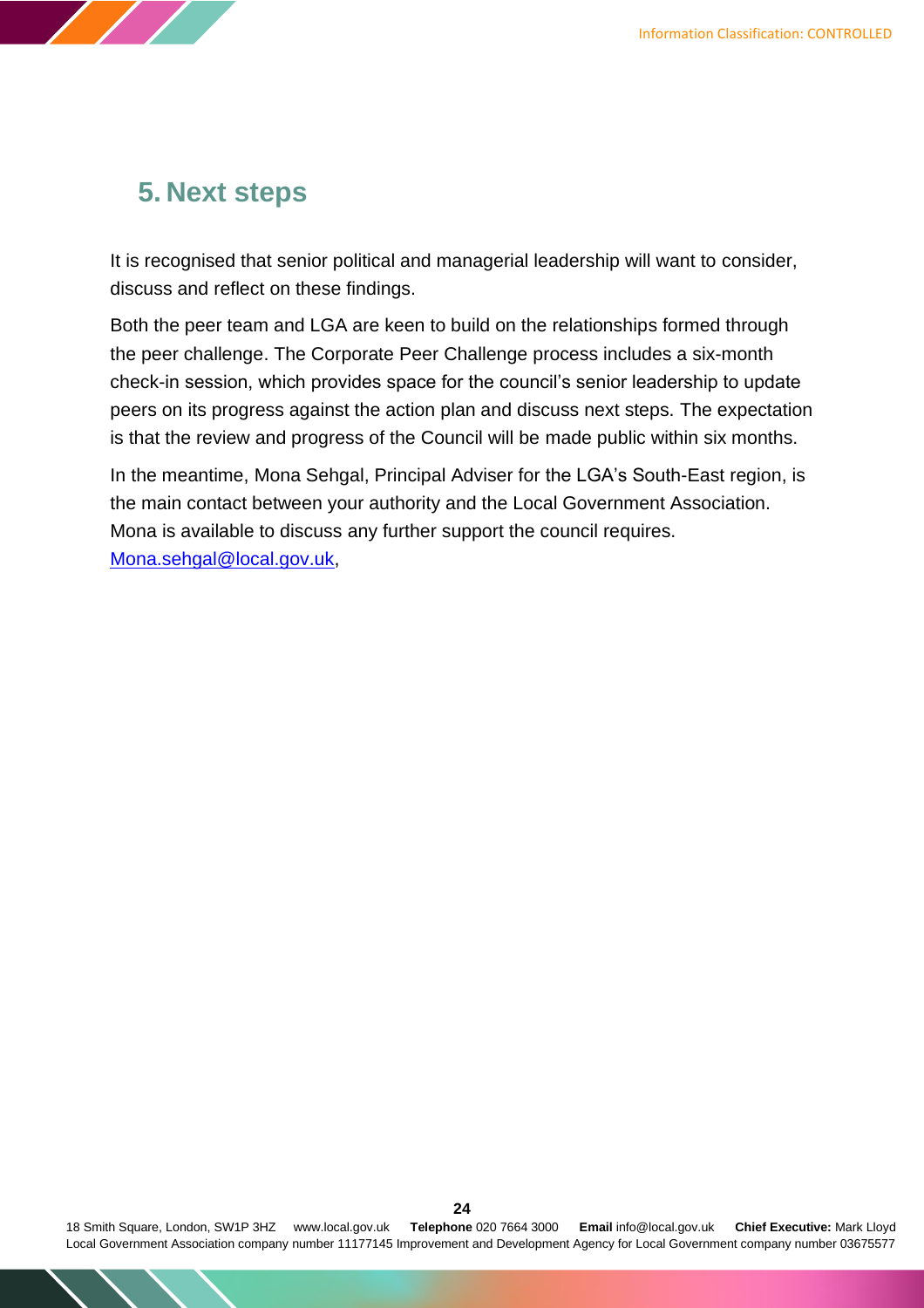## 5. Next steps

It is recognised that senior political and managerial leadership will want to consider, discuss and reflect on these findings.

Both the peer team and LGA are keen to build on the relationships formed through the peer challenge. The Corporate Peer Challenge process includes a six-month check-in session, which provides space for the council's senior leadership to update peers on its progress against the action plan and discuss next steps. The expectation is that the review and progress of the Council will be made public within six months.

In the meantime, Mona Sehgal, Principal Adviser for the LGA's South-East region, is the main contact between your authority and the Local Government Association. Mona is available to discuss any further support the council requires. Mona.sehgal@local.gov.uk,